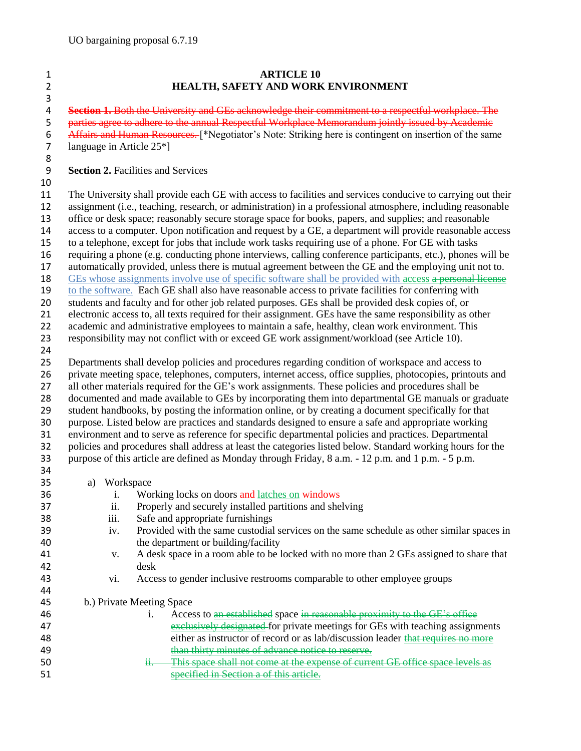UO bargaining proposal 6.7.19

# ARTICLE 10
## HEALTH, SAFETY AND WORK ENVIRONMENT

~~**Section 1.** Both the University and GEs acknowledge their commitment to a respectful workplace. The parties agree to adhere to the annual Respectful Workplace Memorandum jointly issued by Academic Affairs and Human Resources.~~ [*Negotiator's Note: Striking here is contingent on insertion of the same language in Article 25*]

**Section 2.** Facilities and Services

The University shall provide each GE with access to facilities and services conducive to carrying out their assignment (i.e., teaching, research, or administration) in a professional atmosphere, including reasonable office or desk space; reasonably secure storage space for books, papers, and supplies; and reasonable access to a computer. Upon notification and request by a GE, a department will provide reasonable access to a telephone, except for jobs that include work tasks requiring use of a phone. For GE with tasks requiring a phone (e.g. conducting phone interviews, calling conference participants, etc.), phones will be automatically provided, unless there is mutual agreement between the GE and the employing unit not to. GEs whose assignments involve use of specific software shall be provided with access ~~a personal license~~ to the software. Each GE shall also have reasonable access to private facilities for conferring with students and faculty and for other job related purposes. GEs shall be provided desk copies of, or electronic access to, all texts required for their assignment. GEs have the same responsibility as other academic and administrative employees to maintain a safe, healthy, clean work environment. This responsibility may not conflict with or exceed GE work assignment/workload (see Article 10).

Departments shall develop policies and procedures regarding condition of workspace and access to private meeting space, telephones, computers, internet access, office supplies, photocopies, printouts and all other materials required for the GE's work assignments. These policies and procedures shall be documented and made available to GEs by incorporating them into departmental GE manuals or graduate student handbooks, by posting the information online, or by creating a document specifically for that purpose. Listed below are practices and standards designed to ensure a safe and appropriate working environment and to serve as reference for specific departmental policies and practices. Departmental policies and procedures shall address at least the categories listed below. Standard working hours for the purpose of this article are defined as Monday through Friday, 8 a.m. - 12 p.m. and 1 p.m. - 5 p.m.

a) Workspace
   i. Working locks on doors and latches on windows
   ii. Properly and securely installed partitions and shelving
   iii. Safe and appropriate furnishings
   iv. Provided with the same custodial services on the same schedule as other similar spaces in the department or building/facility
   v. A desk space in a room able to be locked with no more than 2 GEs assigned to share that desk
   vi. Access to gender inclusive restrooms comparable to other employee groups

b.) Private Meeting Space
   i. Access to ~~an established~~ space ~~in reasonable proximity to the GE's office exclusively designated~~ for private meetings for GEs with teaching assignments either as instructor of record or as lab/discussion leader ~~that requires no more than thirty minutes of advance notice to reserve.~~
   ~~ii. This space shall not come at the expense of current GE office space levels as specified in Section a of this article.~~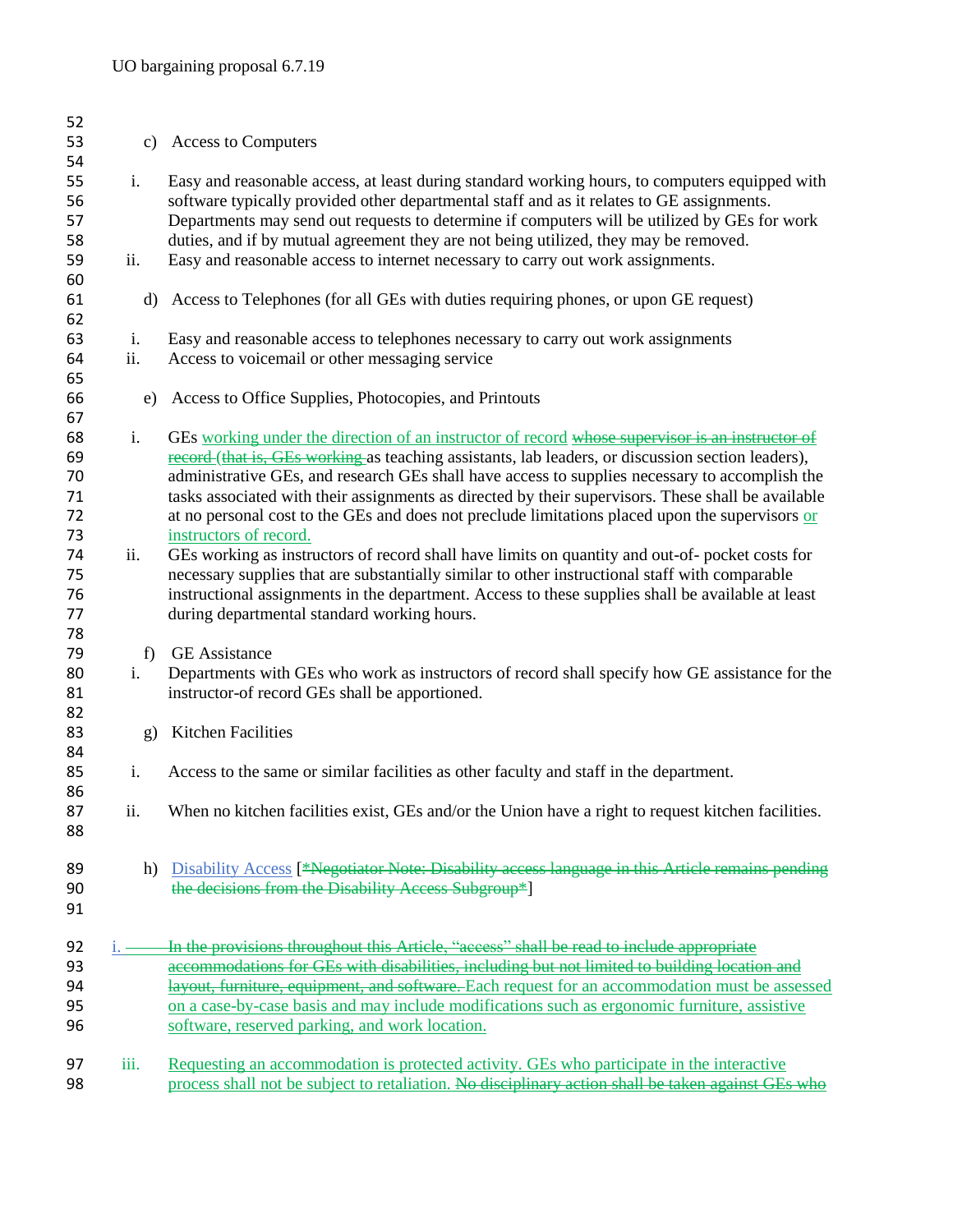c) Access to Computers

i. Easy and reasonable access, at least during standard working hours, to computers equipped with software typically provided other departmental staff and as it relates to GE assignments. Departments may send out requests to determine if computers will be utilized by GEs for work duties, and if by mutual agreement they are not being utilized, they may be removed.

ii. Easy and reasonable access to internet necessary to carry out work assignments.

d) Access to Telephones (for all GEs with duties requiring phones, or upon GE request)

i. Easy and reasonable access to telephones necessary to carry out work assignments

ii. Access to voicemail or other messaging service

e) Access to Office Supplies, Photocopies, and Printouts

i. GEs working under the direction of an instructor of record ~~whose supervisor is an instructor of record (that is, GEs working~~ as teaching assistants, lab leaders, or discussion section leaders), administrative GEs, and research GEs shall have access to supplies necessary to accomplish the tasks associated with their assignments as directed by their supervisors. These shall be available at no personal cost to the GEs and does not preclude limitations placed upon the supervisors or instructors of record.

ii. GEs working as instructors of record shall have limits on quantity and out-of- pocket costs for necessary supplies that are substantially similar to other instructional staff with comparable instructional assignments in the department. Access to these supplies shall be available at least during departmental standard working hours.

f) GE Assistance

i. Departments with GEs who work as instructors of record shall specify how GE assistance for the instructor-of record GEs shall be apportioned.

g) Kitchen Facilities

i. Access to the same or similar facilities as other faculty and staff in the department.

ii. When no kitchen facilities exist, GEs and/or the Union have a right to request kitchen facilities.

h) Disability Access [~~*Negotiator Note: Disability access language in this Article remains pending the decisions from the Disability Access Subgroup*~~]

i. ~~In the provisions throughout this Article, "access" shall be read to include appropriate accommodations for GEs with disabilities, including but not limited to building location and layout, furniture, equipment, and software.~~ Each request for an accommodation must be assessed on a case-by-case basis and may include modifications such as ergonomic furniture, assistive software, reserved parking, and work location.

iii. Requesting an accommodation is protected activity. GEs who participate in the interactive process shall not be subject to retaliation. ~~No disciplinary action shall be taken against GEs who~~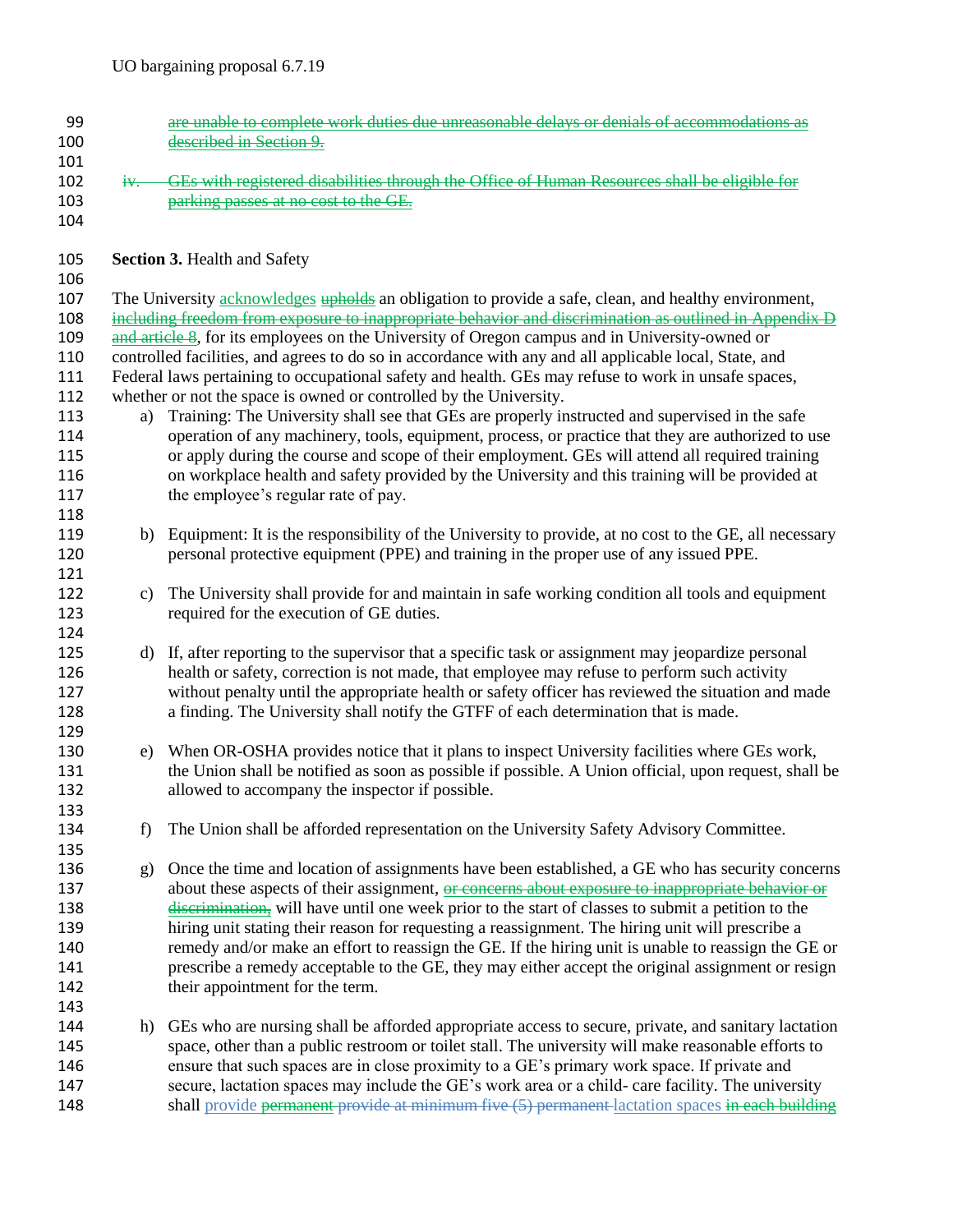~~are unable to complete work duties due unreasonable delays or denials of accommodations as described in Section 9.~~

~~iv. GEs with registered disabilities through the Office of Human Resources shall be eligible for parking passes at no cost to the GE.~~

**Section 3.** Health and Safety

The University acknowledges ~~upholds~~ an obligation to provide a safe, clean, and healthy environment, ~~including freedom from exposure to inappropriate behavior and discrimination as outlined in Appendix D and article 8~~, for its employees on the University of Oregon campus and in University-owned or controlled facilities, and agrees to do so in accordance with any and all applicable local, State, and Federal laws pertaining to occupational safety and health. GEs may refuse to work in unsafe spaces, whether or not the space is owned or controlled by the University.

a) Training: The University shall see that GEs are properly instructed and supervised in the safe operation of any machinery, tools, equipment, process, or practice that they are authorized to use or apply during the course and scope of their employment. GEs will attend all required training on workplace health and safety provided by the University and this training will be provided at the employee's regular rate of pay.

b) Equipment: It is the responsibility of the University to provide, at no cost to the GE, all necessary personal protective equipment (PPE) and training in the proper use of any issued PPE.

c) The University shall provide for and maintain in safe working condition all tools and equipment required for the execution of GE duties.

d) If, after reporting to the supervisor that a specific task or assignment may jeopardize personal health or safety, correction is not made, that employee may refuse to perform such activity without penalty until the appropriate health or safety officer has reviewed the situation and made a finding. The University shall notify the GTFF of each determination that is made.

e) When OR-OSHA provides notice that it plans to inspect University facilities where GEs work, the Union shall be notified as soon as possible if possible. A Union official, upon request, shall be allowed to accompany the inspector if possible.

f) The Union shall be afforded representation on the University Safety Advisory Committee.

g) Once the time and location of assignments have been established, a GE who has security concerns about these aspects of their assignment, ~~or concerns about exposure to inappropriate behavior or discrimination,~~ will have until one week prior to the start of classes to submit a petition to the hiring unit stating their reason for requesting a reassignment. The hiring unit will prescribe a remedy and/or make an effort to reassign the GE. If the hiring unit is unable to reassign the GE or prescribe a remedy acceptable to the GE, they may either accept the original assignment or resign their appointment for the term.

h) GEs who are nursing shall be afforded appropriate access to secure, private, and sanitary lactation space, other than a public restroom or toilet stall. The university will make reasonable efforts to ensure that such spaces are in close proximity to a GE's primary work space. If private and secure, lactation spaces may include the GE's work area or a child- care facility. The university shall provide ~~permanent~~ ~~provide at minimum five (5) permanent~~ lactation spaces ~~in each building~~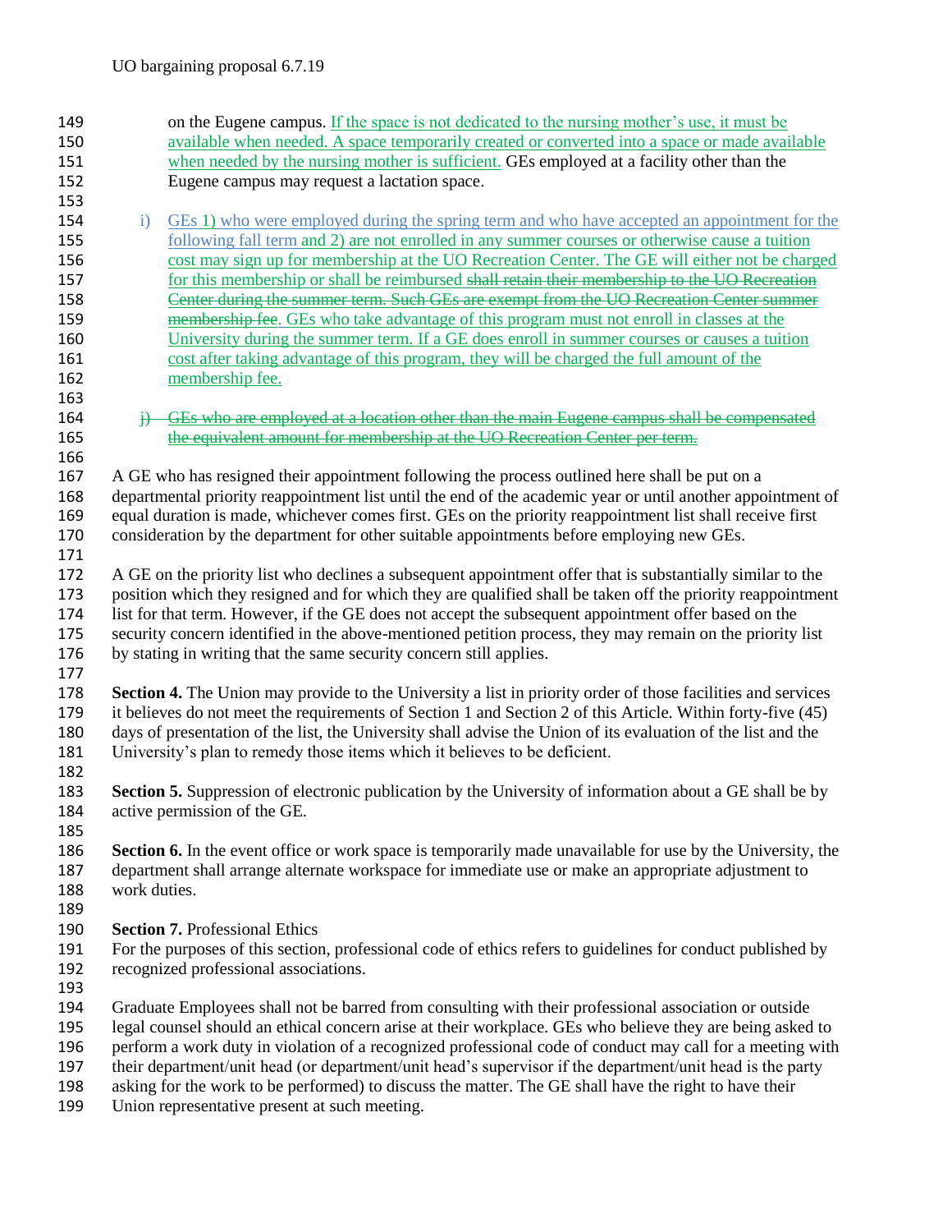on the Eugene campus. If the space is not dedicated to the nursing mother's use, it must be available when needed. A space temporarily created or converted into a space or made available when needed by the nursing mother is sufficient. GEs employed at a facility other than the Eugene campus may request a lactation space.

i) GEs 1) who were employed during the spring term and who have accepted an appointment for the following fall term and 2) are not enrolled in any summer courses or otherwise cause a tuition cost may sign up for membership at the UO Recreation Center. The GE will either not be charged for this membership or shall be reimbursed ~~shall retain their membership to the UO Recreation Center during the summer term. Such GEs are exempt from the UO Recreation Center summer membership fee~~. GEs who take advantage of this program must not enroll in classes at the University during the summer term. If a GE does enroll in summer courses or causes a tuition cost after taking advantage of this program, they will be charged the full amount of the membership fee.

~~j) GEs who are employed at a location other than the main Eugene campus shall be compensated the equivalent amount for membership at the UO Recreation Center per term.~~

A GE who has resigned their appointment following the process outlined here shall be put on a departmental priority reappointment list until the end of the academic year or until another appointment of equal duration is made, whichever comes first. GEs on the priority reappointment list shall receive first consideration by the department for other suitable appointments before employing new GEs.

A GE on the priority list who declines a subsequent appointment offer that is substantially similar to the position which they resigned and for which they are qualified shall be taken off the priority reappointment list for that term. However, if the GE does not accept the subsequent appointment offer based on the security concern identified in the above-mentioned petition process, they may remain on the priority list by stating in writing that the same security concern still applies.

**Section 4.** The Union may provide to the University a list in priority order of those facilities and services it believes do not meet the requirements of Section 1 and Section 2 of this Article. Within forty-five (45) days of presentation of the list, the University shall advise the Union of its evaluation of the list and the University's plan to remedy those items which it believes to be deficient.

**Section 5.** Suppression of electronic publication by the University of information about a GE shall be by active permission of the GE.

**Section 6.** In the event office or work space is temporarily made unavailable for use by the University, the department shall arrange alternate workspace for immediate use or make an appropriate adjustment to work duties.

**Section 7.** Professional Ethics

For the purposes of this section, professional code of ethics refers to guidelines for conduct published by recognized professional associations.

Graduate Employees shall not be barred from consulting with their professional association or outside legal counsel should an ethical concern arise at their workplace. GEs who believe they are being asked to perform a work duty in violation of a recognized professional code of conduct may call for a meeting with their department/unit head (or department/unit head's supervisor if the department/unit head is the party asking for the work to be performed) to discuss the matter. The GE shall have the right to have their Union representative present at such meeting.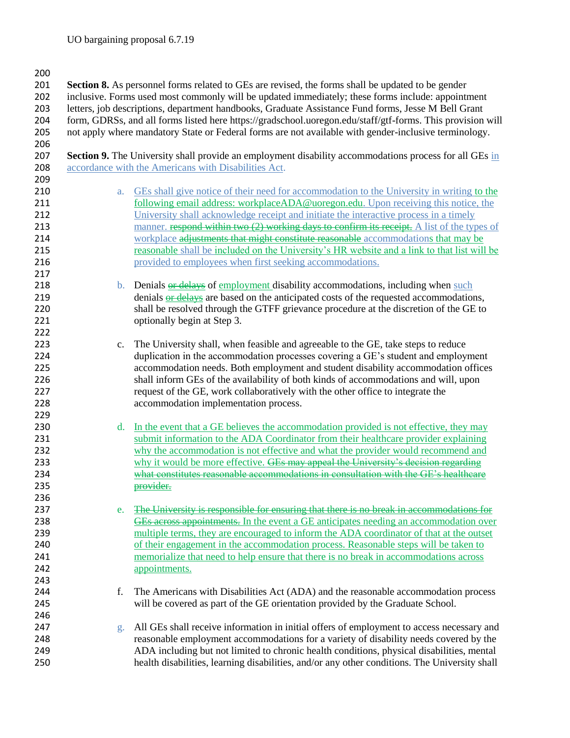**Section 8.** As personnel forms related to GEs are revised, the forms shall be updated to be gender inclusive. Forms used most commonly will be updated immediately; these forms include: appointment letters, job descriptions, department handbooks, Graduate Assistance Fund forms, Jesse M Bell Grant form, GDRSs, and all forms listed here https://gradschool.uoregon.edu/staff/gtf-forms. This provision will not apply where mandatory State or Federal forms are not available with gender-inclusive terminology.

**Section 9.** The University shall provide an employment disability accommodations process for all GEs in accordance with the Americans with Disabilities Act.

a. GEs shall give notice of their need for accommodation to the University in writing to the following email address: workplaceADA@uoregon.edu. Upon receiving this notice, the University shall acknowledge receipt and initiate the interactive process in a timely manner. ~~respond within two (2) working days to confirm its receipt.~~ A list of the types of workplace ~~adjustments that might constitute reasonable~~ accommodations that may be reasonable shall be included on the University's HR website and a link to that list will be provided to employees when first seeking accommodations.

b. Denials ~~or delays~~ of employment disability accommodations, including when such denials ~~or delays~~ are based on the anticipated costs of the requested accommodations, shall be resolved through the GTFF grievance procedure at the discretion of the GE to optionally begin at Step 3.

c. The University shall, when feasible and agreeable to the GE, take steps to reduce duplication in the accommodation processes covering a GE's student and employment accommodation needs. Both employment and student disability accommodation offices shall inform GEs of the availability of both kinds of accommodations and will, upon request of the GE, work collaboratively with the other office to integrate the accommodation implementation process.

d. In the event that a GE believes the accommodation provided is not effective, they may submit information to the ADA Coordinator from their healthcare provider explaining why the accommodation is not effective and what the provider would recommend and why it would be more effective. ~~GEs may appeal the University's decision regarding what constitutes reasonable accommodations in consultation with the GE's healthcare provider.~~

e. ~~The University is responsible for ensuring that there is no break in accommodations for GEs across appointments.~~ In the event a GE anticipates needing an accommodation over multiple terms, they are encouraged to inform the ADA coordinator of that at the outset of their engagement in the accommodation process. Reasonable steps will be taken to memorialize that need to help ensure that there is no break in accommodations across appointments.

f. The Americans with Disabilities Act (ADA) and the reasonable accommodation process will be covered as part of the GE orientation provided by the Graduate School.

g. All GEs shall receive information in initial offers of employment to access necessary and reasonable employment accommodations for a variety of disability needs covered by the ADA including but not limited to chronic health conditions, physical disabilities, mental health disabilities, learning disabilities, and/or any other conditions. The University shall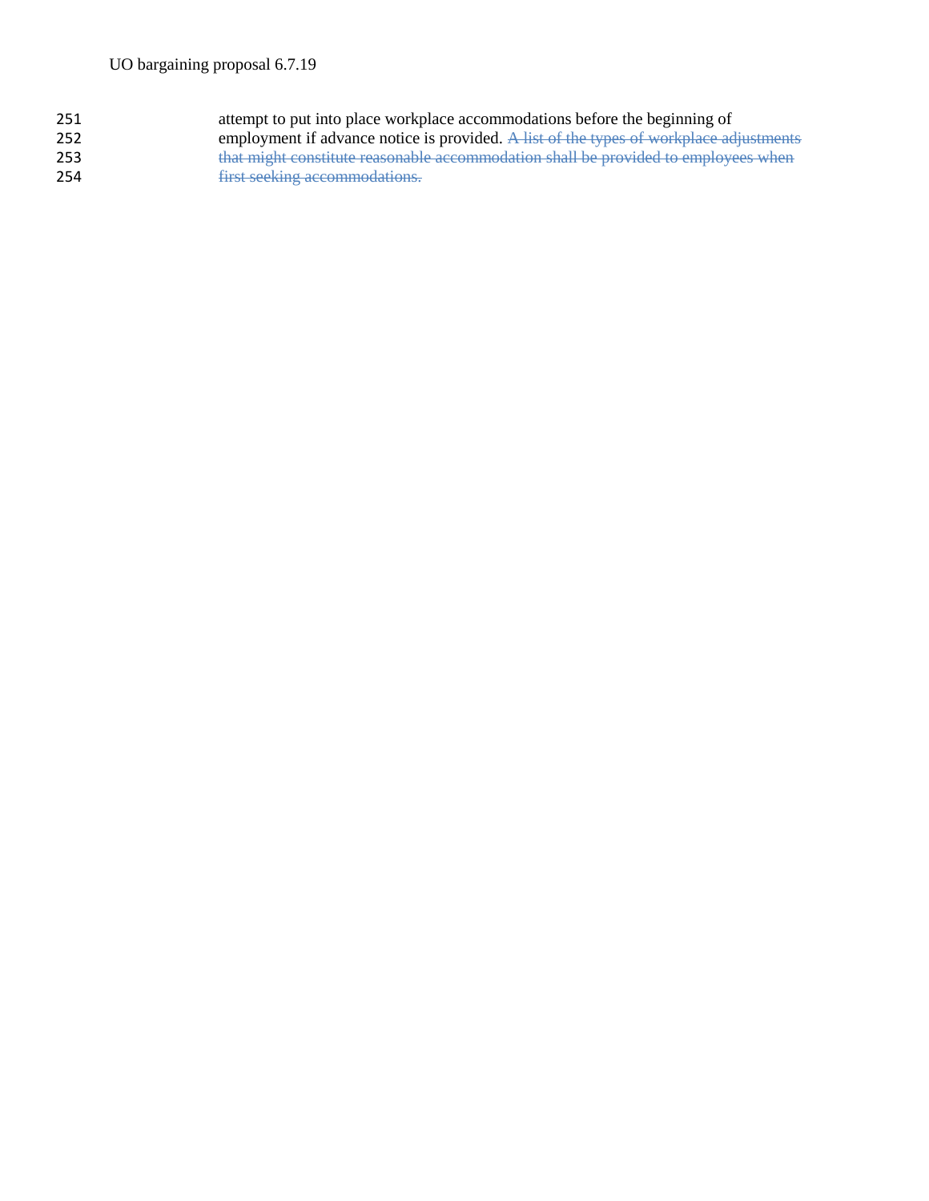attempt to put into place workplace accommodations before the beginning of employment if advance notice is provided. ~~A list of the types of workplace adjustments that might constitute reasonable accommodation shall be provided to employees when first seeking accommodations.~~